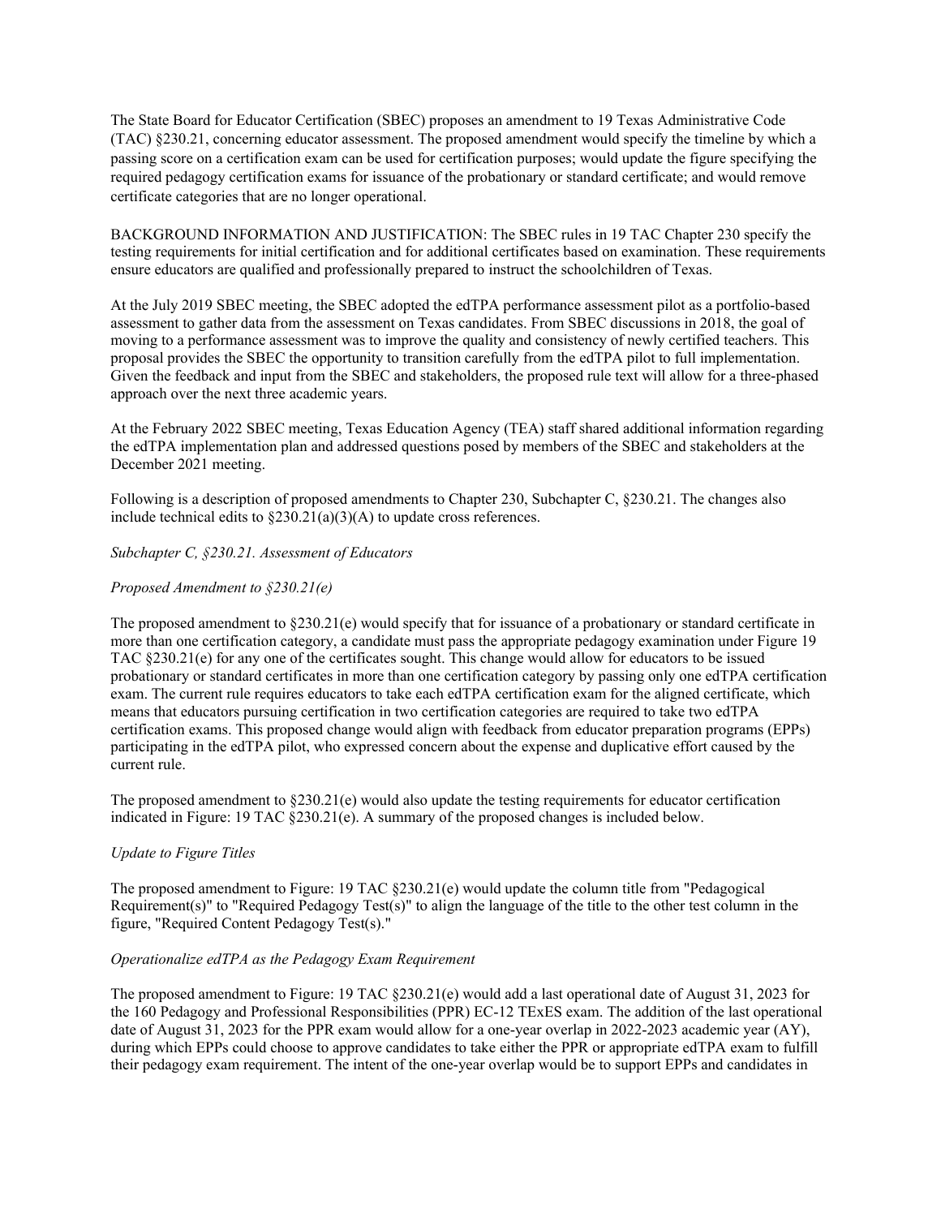The State Board for Educator Certification (SBEC) proposes an amendment to 19 Texas Administrative Code (TAC) §230.21, concerning educator assessment. The proposed amendment would specify the timeline by which a passing score on a certification exam can be used for certification purposes; would update the figure specifying the required pedagogy certification exams for issuance of the probationary or standard certificate; and would remove certificate categories that are no longer operational.

BACKGROUND INFORMATION AND JUSTIFICATION: The SBEC rules in 19 TAC Chapter 230 specify the testing requirements for initial certification and for additional certificates based on examination. These requirements ensure educators are qualified and professionally prepared to instruct the schoolchildren of Texas.

At the July 2019 SBEC meeting, the SBEC adopted the edTPA performance assessment pilot as a portfolio-based assessment to gather data from the assessment on Texas candidates. From SBEC discussions in 2018, the goal of moving to a performance assessment was to improve the quality and consistency of newly certified teachers. This proposal provides the SBEC the opportunity to transition carefully from the edTPA pilot to full implementation. Given the feedback and input from the SBEC and stakeholders, the proposed rule text will allow for a three-phased approach over the next three academic years.

At the February 2022 SBEC meeting, Texas Education Agency (TEA) staff shared additional information regarding the edTPA implementation plan and addressed questions posed by members of the SBEC and stakeholders at the December 2021 meeting.

Following is a description of proposed amendments to Chapter 230, Subchapter C, §230.21. The changes also include technical edits to §230.21(a)(3)(A) to update cross references.

*Subchapter C, §230.21. Assessment of Educators*

*Proposed Amendment to §230.21(e)*

The proposed amendment to §230.21(e) would specify that for issuance of a probationary or standard certificate in more than one certification category, a candidate must pass the appropriate pedagogy examination under Figure 19 TAC §230.21(e) for any one of the certificates sought. This change would allow for educators to be issued probationary or standard certificates in more than one certification category by passing only one edTPA certification exam. The current rule requires educators to take each edTPA certification exam for the aligned certificate, which means that educators pursuing certification in two certification categories are required to take two edTPA certification exams. This proposed change would align with feedback from educator preparation programs (EPPs) participating in the edTPA pilot, who expressed concern about the expense and duplicative effort caused by the current rule.

The proposed amendment to §230.21(e) would also update the testing requirements for educator certification indicated in Figure: 19 TAC §230.21(e). A summary of the proposed changes is included below.

*Update to Figure Titles*

The proposed amendment to Figure: 19 TAC §230.21(e) would update the column title from "Pedagogical Requirement(s)" to "Required Pedagogy Test(s)" to align the language of the title to the other test column in the figure, "Required Content Pedagogy Test(s)."

*Operationalize edTPA as the Pedagogy Exam Requirement*

The proposed amendment to Figure: 19 TAC §230.21(e) would add a last operational date of August 31, 2023 for the 160 Pedagogy and Professional Responsibilities (PPR) EC-12 TExES exam. The addition of the last operational date of August 31, 2023 for the PPR exam would allow for a one-year overlap in 2022-2023 academic year (AY), during which EPPs could choose to approve candidates to take either the PPR or appropriate edTPA exam to fulfill their pedagogy exam requirement. The intent of the one-year overlap would be to support EPPs and candidates in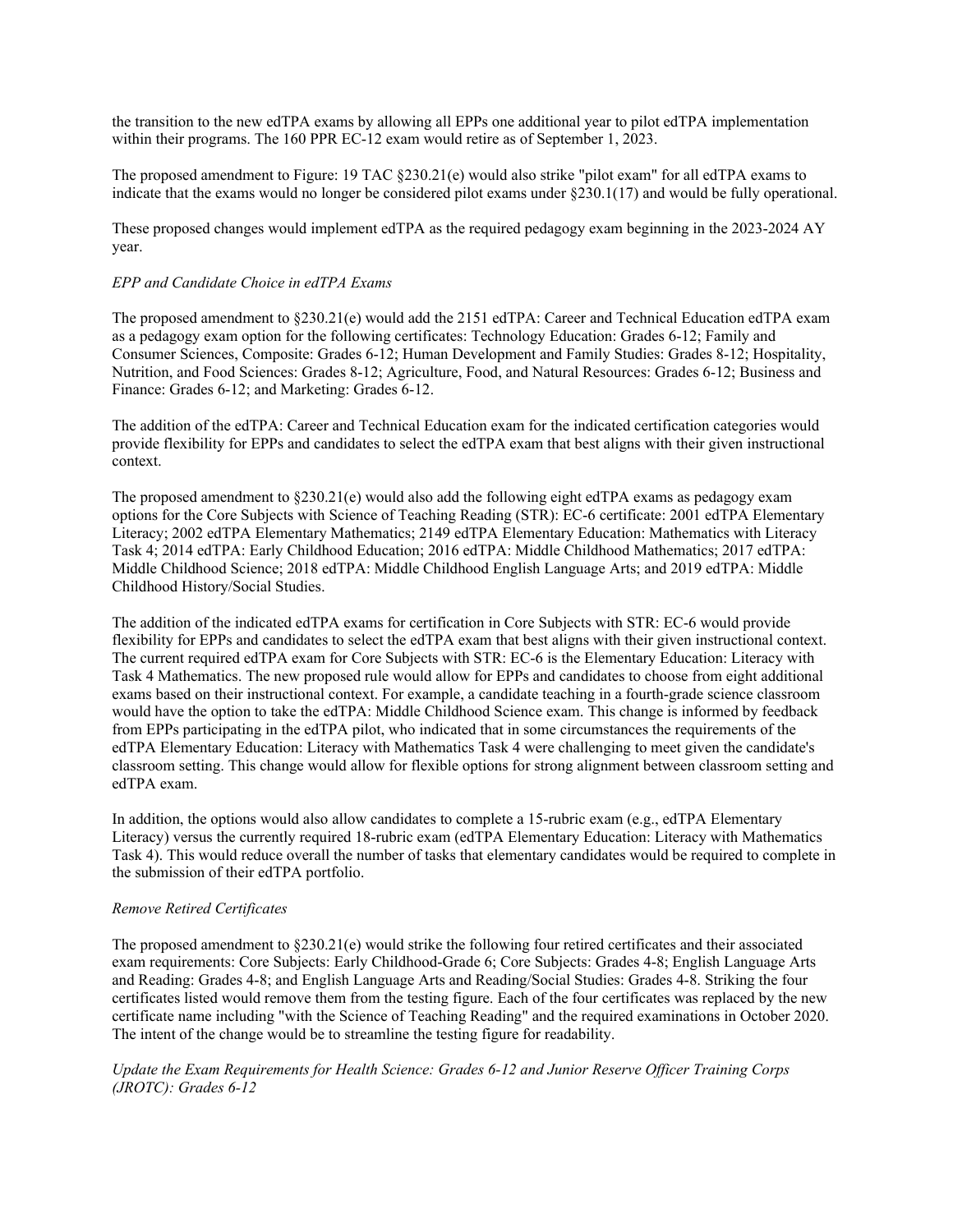the transition to the new edTPA exams by allowing all EPPs one additional year to pilot edTPA implementation within their programs. The 160 PPR EC-12 exam would retire as of September 1, 2023.

The proposed amendment to Figure: 19 TAC §230.21(e) would also strike "pilot exam" for all edTPA exams to indicate that the exams would no longer be considered pilot exams under §230.1(17) and would be fully operational.

These proposed changes would implement edTPA as the required pedagogy exam beginning in the 2023-2024 AY year.

*EPP and Candidate Choice in edTPA Exams*

The proposed amendment to §230.21(e) would add the 2151 edTPA: Career and Technical Education edTPA exam as a pedagogy exam option for the following certificates: Technology Education: Grades 6-12; Family and Consumer Sciences, Composite: Grades 6-12; Human Development and Family Studies: Grades 8-12; Hospitality, Nutrition, and Food Sciences: Grades 8-12; Agriculture, Food, and Natural Resources: Grades 6-12; Business and Finance: Grades 6-12; and Marketing: Grades 6-12.

The addition of the edTPA: Career and Technical Education exam for the indicated certification categories would provide flexibility for EPPs and candidates to select the edTPA exam that best aligns with their given instructional context.

The proposed amendment to §230.21(e) would also add the following eight edTPA exams as pedagogy exam options for the Core Subjects with Science of Teaching Reading (STR): EC-6 certificate: 2001 edTPA Elementary Literacy; 2002 edTPA Elementary Mathematics; 2149 edTPA Elementary Education: Mathematics with Literacy Task 4; 2014 edTPA: Early Childhood Education; 2016 edTPA: Middle Childhood Mathematics; 2017 edTPA: Middle Childhood Science; 2018 edTPA: Middle Childhood English Language Arts; and 2019 edTPA: Middle Childhood History/Social Studies.

The addition of the indicated edTPA exams for certification in Core Subjects with STR: EC-6 would provide flexibility for EPPs and candidates to select the edTPA exam that best aligns with their given instructional context. The current required edTPA exam for Core Subjects with STR: EC-6 is the Elementary Education: Literacy with Task 4 Mathematics. The new proposed rule would allow for EPPs and candidates to choose from eight additional exams based on their instructional context. For example, a candidate teaching in a fourth-grade science classroom would have the option to take the edTPA: Middle Childhood Science exam. This change is informed by feedback from EPPs participating in the edTPA pilot, who indicated that in some circumstances the requirements of the edTPA Elementary Education: Literacy with Mathematics Task 4 were challenging to meet given the candidate's classroom setting. This change would allow for flexible options for strong alignment between classroom setting and edTPA exam.

In addition, the options would also allow candidates to complete a 15-rubric exam (e.g., edTPA Elementary Literacy) versus the currently required 18-rubric exam (edTPA Elementary Education: Literacy with Mathematics Task 4). This would reduce overall the number of tasks that elementary candidates would be required to complete in the submission of their edTPA portfolio.

*Remove Retired Certificates*

The proposed amendment to §230.21(e) would strike the following four retired certificates and their associated exam requirements: Core Subjects: Early Childhood-Grade 6; Core Subjects: Grades 4-8; English Language Arts and Reading: Grades 4-8; and English Language Arts and Reading/Social Studies: Grades 4-8. Striking the four certificates listed would remove them from the testing figure. Each of the four certificates was replaced by the new certificate name including "with the Science of Teaching Reading" and the required examinations in October 2020. The intent of the change would be to streamline the testing figure for readability.

*Update the Exam Requirements for Health Science: Grades 6-12 and Junior Reserve Officer Training Corps (JROTC): Grades 6-12*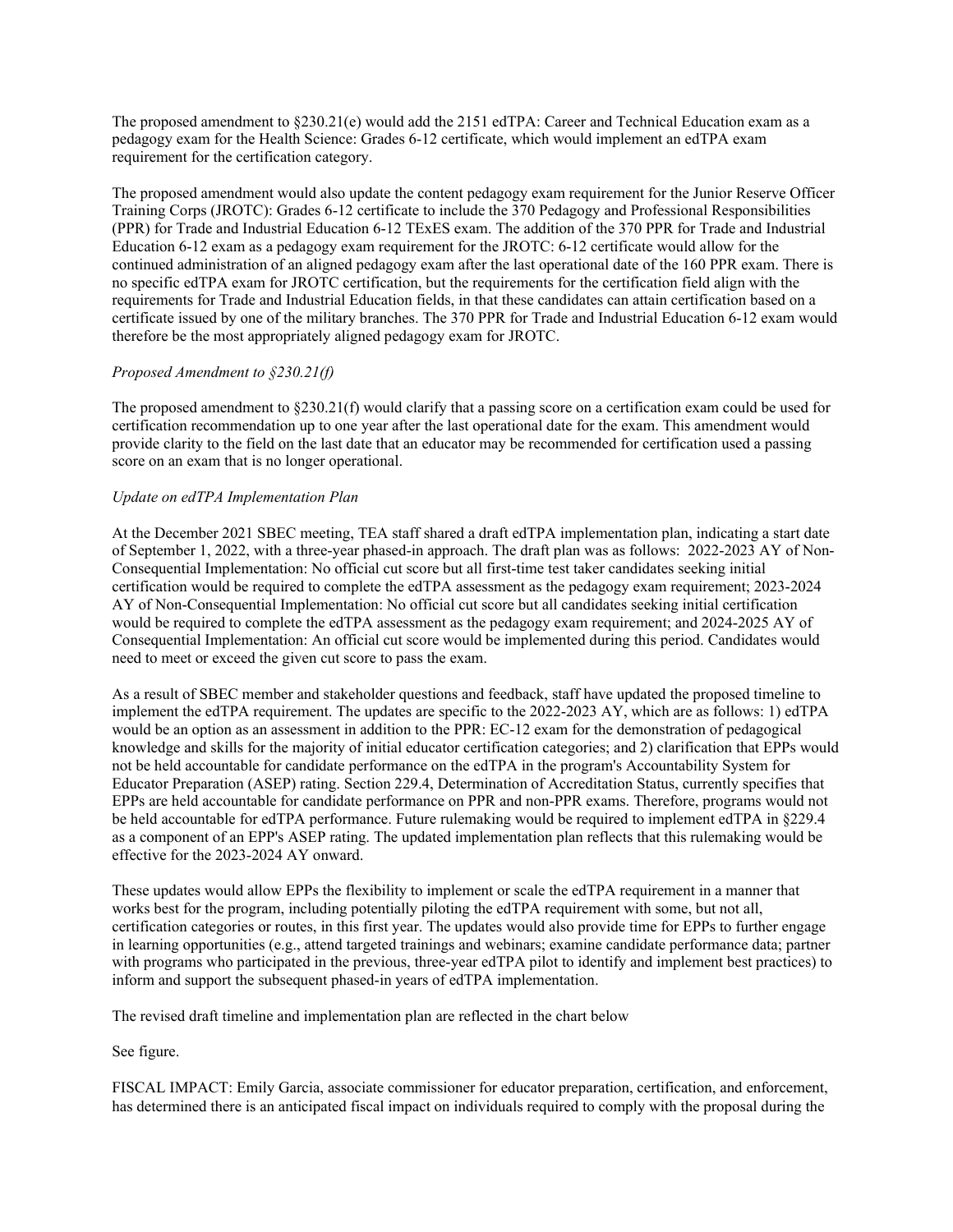The proposed amendment to §230.21(e) would add the 2151 edTPA: Career and Technical Education exam as a pedagogy exam for the Health Science: Grades 6-12 certificate, which would implement an edTPA exam requirement for the certification category.

The proposed amendment would also update the content pedagogy exam requirement for the Junior Reserve Officer Training Corps (JROTC): Grades 6-12 certificate to include the 370 Pedagogy and Professional Responsibilities (PPR) for Trade and Industrial Education 6-12 TExES exam. The addition of the 370 PPR for Trade and Industrial Education 6-12 exam as a pedagogy exam requirement for the JROTC: 6-12 certificate would allow for the continued administration of an aligned pedagogy exam after the last operational date of the 160 PPR exam. There is no specific edTPA exam for JROTC certification, but the requirements for the certification field align with the requirements for Trade and Industrial Education fields, in that these candidates can attain certification based on a certificate issued by one of the military branches. The 370 PPR for Trade and Industrial Education 6-12 exam would therefore be the most appropriately aligned pedagogy exam for JROTC.

*Proposed Amendment to §230.21(f)*

The proposed amendment to §230.21(f) would clarify that a passing score on a certification exam could be used for certification recommendation up to one year after the last operational date for the exam. This amendment would provide clarity to the field on the last date that an educator may be recommended for certification used a passing score on an exam that is no longer operational.

*Update on edTPA Implementation Plan*

At the December 2021 SBEC meeting, TEA staff shared a draft edTPA implementation plan, indicating a start date of September 1, 2022, with a three-year phased-in approach. The draft plan was as follows: 2022-2023 AY of Non-Consequential Implementation: No official cut score but all first-time test taker candidates seeking initial certification would be required to complete the edTPA assessment as the pedagogy exam requirement; 2023-2024 AY of Non-Consequential Implementation: No official cut score but all candidates seeking initial certification would be required to complete the edTPA assessment as the pedagogy exam requirement; and 2024-2025 AY of Consequential Implementation: An official cut score would be implemented during this period. Candidates would need to meet or exceed the given cut score to pass the exam.

As a result of SBEC member and stakeholder questions and feedback, staff have updated the proposed timeline to implement the edTPA requirement. The updates are specific to the 2022-2023 AY, which are as follows: 1) edTPA would be an option as an assessment in addition to the PPR: EC-12 exam for the demonstration of pedagogical knowledge and skills for the majority of initial educator certification categories; and 2) clarification that EPPs would not be held accountable for candidate performance on the edTPA in the program's Accountability System for Educator Preparation (ASEP) rating. Section 229.4, Determination of Accreditation Status, currently specifies that EPPs are held accountable for candidate performance on PPR and non-PPR exams. Therefore, programs would not be held accountable for edTPA performance. Future rulemaking would be required to implement edTPA in §229.4 as a component of an EPP's ASEP rating. The updated implementation plan reflects that this rulemaking would be effective for the 2023-2024 AY onward.

These updates would allow EPPs the flexibility to implement or scale the edTPA requirement in a manner that works best for the program, including potentially piloting the edTPA requirement with some, but not all, certification categories or routes, in this first year. The updates would also provide time for EPPs to further engage in learning opportunities (e.g., attend targeted trainings and webinars; examine candidate performance data; partner with programs who participated in the previous, three-year edTPA pilot to identify and implement best practices) to inform and support the subsequent phased-in years of edTPA implementation.

The revised draft timeline and implementation plan are reflected in the chart below

See figure.

FISCAL IMPACT: Emily Garcia, associate commissioner for educator preparation, certification, and enforcement, has determined there is an anticipated fiscal impact on individuals required to comply with the proposal during the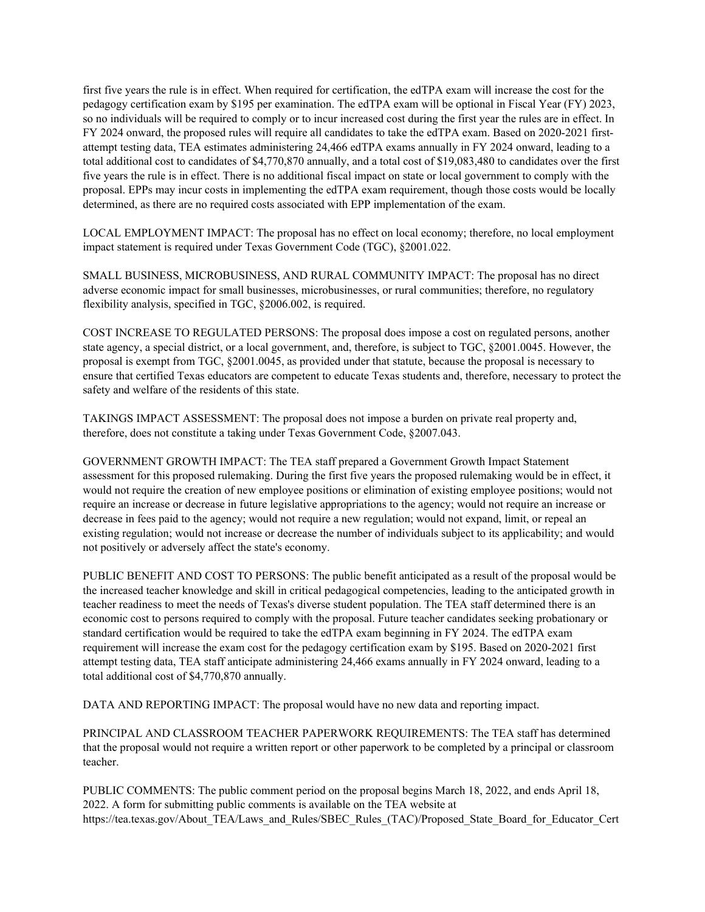first five years the rule is in effect. When required for certification, the edTPA exam will increase the cost for the pedagogy certification exam by $195 per examination. The edTPA exam will be optional in Fiscal Year (FY) 2023, so no individuals will be required to comply or to incur increased cost during the first year the rules are in effect. In FY 2024 onward, the proposed rules will require all candidates to take the edTPA exam. Based on 2020-2021 first-attempt testing data, TEA estimates administering 24,466 edTPA exams annually in FY 2024 onward, leading to a total additional cost to candidates of $4,770,870 annually, and a total cost of $19,083,480 to candidates over the first five years the rule is in effect. There is no additional fiscal impact on state or local government to comply with the proposal. EPPs may incur costs in implementing the edTPA exam requirement, though those costs would be locally determined, as there are no required costs associated with EPP implementation of the exam.

LOCAL EMPLOYMENT IMPACT: The proposal has no effect on local economy; therefore, no local employment impact statement is required under Texas Government Code (TGC), §2001.022.

SMALL BUSINESS, MICROBUSINESS, AND RURAL COMMUNITY IMPACT: The proposal has no direct adverse economic impact for small businesses, microbusinesses, or rural communities; therefore, no regulatory flexibility analysis, specified in TGC, §2006.002, is required.

COST INCREASE TO REGULATED PERSONS: The proposal does impose a cost on regulated persons, another state agency, a special district, or a local government, and, therefore, is subject to TGC, §2001.0045. However, the proposal is exempt from TGC, §2001.0045, as provided under that statute, because the proposal is necessary to ensure that certified Texas educators are competent to educate Texas students and, therefore, necessary to protect the safety and welfare of the residents of this state.

TAKINGS IMPACT ASSESSMENT: The proposal does not impose a burden on private real property and, therefore, does not constitute a taking under Texas Government Code, §2007.043.

GOVERNMENT GROWTH IMPACT: The TEA staff prepared a Government Growth Impact Statement assessment for this proposed rulemaking. During the first five years the proposed rulemaking would be in effect, it would not require the creation of new employee positions or elimination of existing employee positions; would not require an increase or decrease in future legislative appropriations to the agency; would not require an increase or decrease in fees paid to the agency; would not require a new regulation; would not expand, limit, or repeal an existing regulation; would not increase or decrease the number of individuals subject to its applicability; and would not positively or adversely affect the state's economy.

PUBLIC BENEFIT AND COST TO PERSONS: The public benefit anticipated as a result of the proposal would be the increased teacher knowledge and skill in critical pedagogical competencies, leading to the anticipated growth in teacher readiness to meet the needs of Texas's diverse student population. The TEA staff determined there is an economic cost to persons required to comply with the proposal. Future teacher candidates seeking probationary or standard certification would be required to take the edTPA exam beginning in FY 2024. The edTPA exam requirement will increase the exam cost for the pedagogy certification exam by $195. Based on 2020-2021 first attempt testing data, TEA staff anticipate administering 24,466 exams annually in FY 2024 onward, leading to a total additional cost of $4,770,870 annually.

DATA AND REPORTING IMPACT: The proposal would have no new data and reporting impact.

PRINCIPAL AND CLASSROOM TEACHER PAPERWORK REQUIREMENTS: The TEA staff has determined that the proposal would not require a written report or other paperwork to be completed by a principal or classroom teacher.

PUBLIC COMMENTS: The public comment period on the proposal begins March 18, 2022, and ends April 18, 2022. A form for submitting public comments is available on the TEA website at https://tea.texas.gov/About_TEA/Laws_and_Rules/SBEC_Rules_(TAC)/Proposed_State_Board_for_Educator_Cert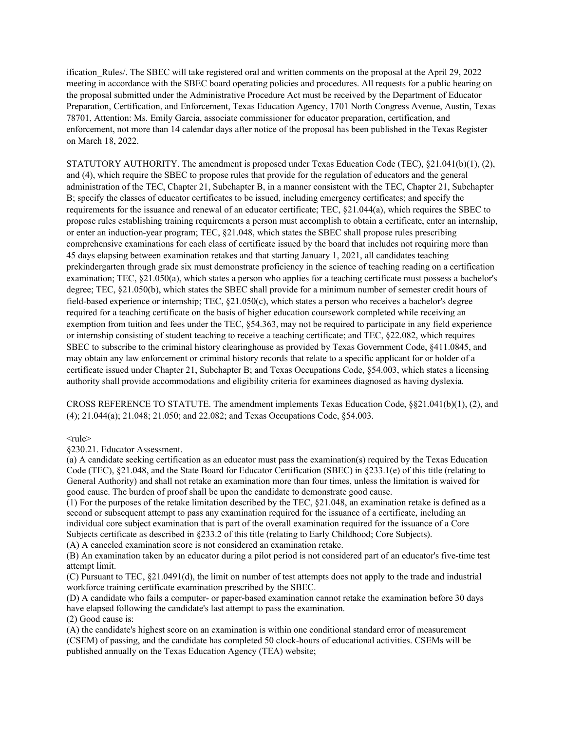ification_Rules/. The SBEC will take registered oral and written comments on the proposal at the April 29, 2022 meeting in accordance with the SBEC board operating policies and procedures. All requests for a public hearing on the proposal submitted under the Administrative Procedure Act must be received by the Department of Educator Preparation, Certification, and Enforcement, Texas Education Agency, 1701 North Congress Avenue, Austin, Texas 78701, Attention: Ms. Emily Garcia, associate commissioner for educator preparation, certification, and enforcement, not more than 14 calendar days after notice of the proposal has been published in the Texas Register on March 18, 2022.

STATUTORY AUTHORITY. The amendment is proposed under Texas Education Code (TEC), §21.041(b)(1), (2), and (4), which require the SBEC to propose rules that provide for the regulation of educators and the general administration of the TEC, Chapter 21, Subchapter B, in a manner consistent with the TEC, Chapter 21, Subchapter B; specify the classes of educator certificates to be issued, including emergency certificates; and specify the requirements for the issuance and renewal of an educator certificate; TEC, §21.044(a), which requires the SBEC to propose rules establishing training requirements a person must accomplish to obtain a certificate, enter an internship, or enter an induction-year program; TEC, §21.048, which states the SBEC shall propose rules prescribing comprehensive examinations for each class of certificate issued by the board that includes not requiring more than 45 days elapsing between examination retakes and that starting January 1, 2021, all candidates teaching prekindergarten through grade six must demonstrate proficiency in the science of teaching reading on a certification examination; TEC, §21.050(a), which states a person who applies for a teaching certificate must possess a bachelor's degree; TEC, §21.050(b), which states the SBEC shall provide for a minimum number of semester credit hours of field-based experience or internship; TEC, §21.050(c), which states a person who receives a bachelor's degree required for a teaching certificate on the basis of higher education coursework completed while receiving an exemption from tuition and fees under the TEC, §54.363, may not be required to participate in any field experience or internship consisting of student teaching to receive a teaching certificate; and TEC, §22.082, which requires SBEC to subscribe to the criminal history clearinghouse as provided by Texas Government Code, §411.0845, and may obtain any law enforcement or criminal history records that relate to a specific applicant for or holder of a certificate issued under Chapter 21, Subchapter B; and Texas Occupations Code, §54.003, which states a licensing authority shall provide accommodations and eligibility criteria for examinees diagnosed as having dyslexia.

CROSS REFERENCE TO STATUTE. The amendment implements Texas Education Code, §§21.041(b)(1), (2), and (4); 21.044(a); 21.048; 21.050; and 22.082; and Texas Occupations Code, §54.003.

<rule>

§230.21. Educator Assessment.

(a) A candidate seeking certification as an educator must pass the examination(s) required by the Texas Education Code (TEC), §21.048, and the State Board for Educator Certification (SBEC) in §233.1(e) of this title (relating to General Authority) and shall not retake an examination more than four times, unless the limitation is waived for good cause. The burden of proof shall be upon the candidate to demonstrate good cause.

(1) For the purposes of the retake limitation described by the TEC, §21.048, an examination retake is defined as a second or subsequent attempt to pass any examination required for the issuance of a certificate, including an individual core subject examination that is part of the overall examination required for the issuance of a Core Subjects certificate as described in §233.2 of this title (relating to Early Childhood; Core Subjects).

(A) A canceled examination score is not considered an examination retake.

(B) An examination taken by an educator during a pilot period is not considered part of an educator's five-time test attempt limit.

(C) Pursuant to TEC, §21.0491(d), the limit on number of test attempts does not apply to the trade and industrial workforce training certificate examination prescribed by the SBEC.

(D) A candidate who fails a computer- or paper-based examination cannot retake the examination before 30 days have elapsed following the candidate's last attempt to pass the examination.

(2) Good cause is:

(A) the candidate's highest score on an examination is within one conditional standard error of measurement (CSEM) of passing, and the candidate has completed 50 clock-hours of educational activities. CSEMs will be published annually on the Texas Education Agency (TEA) website;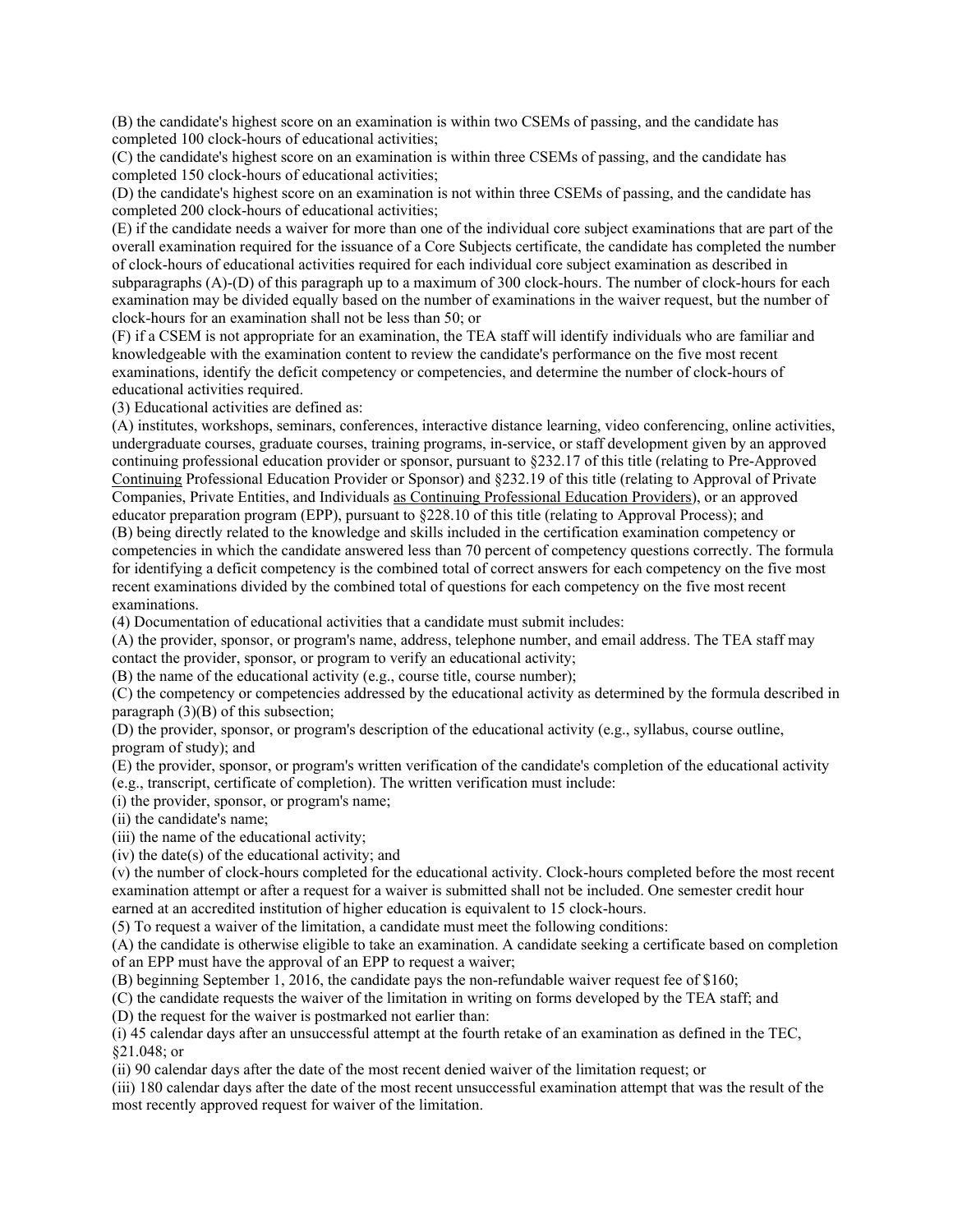(B) the candidate's highest score on an examination is within two CSEMs of passing, and the candidate has completed 100 clock-hours of educational activities;

(C) the candidate's highest score on an examination is within three CSEMs of passing, and the candidate has completed 150 clock-hours of educational activities;

(D) the candidate's highest score on an examination is not within three CSEMs of passing, and the candidate has completed 200 clock-hours of educational activities;

(E) if the candidate needs a waiver for more than one of the individual core subject examinations that are part of the overall examination required for the issuance of a Core Subjects certificate, the candidate has completed the number of clock-hours of educational activities required for each individual core subject examination as described in subparagraphs (A)-(D) of this paragraph up to a maximum of 300 clock-hours. The number of clock-hours for each examination may be divided equally based on the number of examinations in the waiver request, but the number of clock-hours for an examination shall not be less than 50; or

(F) if a CSEM is not appropriate for an examination, the TEA staff will identify individuals who are familiar and knowledgeable with the examination content to review the candidate's performance on the five most recent examinations, identify the deficit competency or competencies, and determine the number of clock-hours of educational activities required.

(3) Educational activities are defined as:

(A) institutes, workshops, seminars, conferences, interactive distance learning, video conferencing, online activities, undergraduate courses, graduate courses, training programs, in-service, or staff development given by an approved continuing professional education provider or sponsor, pursuant to §232.17 of this title (relating to Pre-Approved Continuing Professional Education Provider or Sponsor) and §232.19 of this title (relating to Approval of Private Companies, Private Entities, and Individuals as Continuing Professional Education Providers), or an approved educator preparation program (EPP), pursuant to §228.10 of this title (relating to Approval Process); and

(B) being directly related to the knowledge and skills included in the certification examination competency or competencies in which the candidate answered less than 70 percent of competency questions correctly. The formula for identifying a deficit competency is the combined total of correct answers for each competency on the five most recent examinations divided by the combined total of questions for each competency on the five most recent examinations.

(4) Documentation of educational activities that a candidate must submit includes:

(A) the provider, sponsor, or program's name, address, telephone number, and email address. The TEA staff may contact the provider, sponsor, or program to verify an educational activity;

(B) the name of the educational activity (e.g., course title, course number);

(C) the competency or competencies addressed by the educational activity as determined by the formula described in paragraph (3)(B) of this subsection;

(D) the provider, sponsor, or program's description of the educational activity (e.g., syllabus, course outline, program of study); and

(E) the provider, sponsor, or program's written verification of the candidate's completion of the educational activity (e.g., transcript, certificate of completion). The written verification must include:

(i) the provider, sponsor, or program's name;

(ii) the candidate's name;

(iii) the name of the educational activity;

(iv) the date(s) of the educational activity; and

(v) the number of clock-hours completed for the educational activity. Clock-hours completed before the most recent examination attempt or after a request for a waiver is submitted shall not be included. One semester credit hour earned at an accredited institution of higher education is equivalent to 15 clock-hours.

(5) To request a waiver of the limitation, a candidate must meet the following conditions:

(A) the candidate is otherwise eligible to take an examination. A candidate seeking a certificate based on completion of an EPP must have the approval of an EPP to request a waiver;

(B) beginning September 1, 2016, the candidate pays the non-refundable waiver request fee of $160;

(C) the candidate requests the waiver of the limitation in writing on forms developed by the TEA staff; and

(D) the request for the waiver is postmarked not earlier than:

(i) 45 calendar days after an unsuccessful attempt at the fourth retake of an examination as defined in the TEC, §21.048; or

(ii) 90 calendar days after the date of the most recent denied waiver of the limitation request; or

(iii) 180 calendar days after the date of the most recent unsuccessful examination attempt that was the result of the most recently approved request for waiver of the limitation.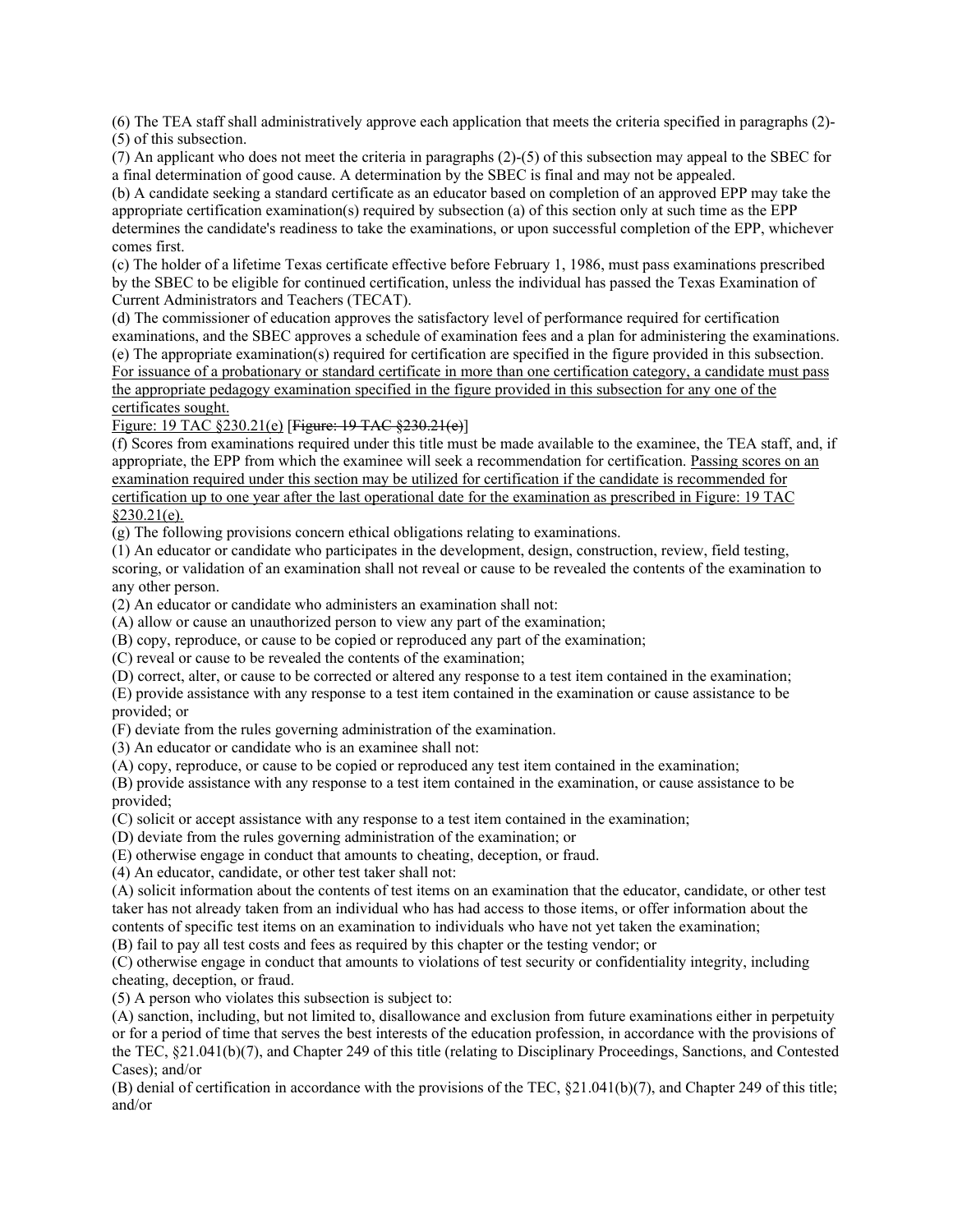(6) The TEA staff shall administratively approve each application that meets the criteria specified in paragraphs (2)-(5) of this subsection.

(7) An applicant who does not meet the criteria in paragraphs (2)-(5) of this subsection may appeal to the SBEC for a final determination of good cause. A determination by the SBEC is final and may not be appealed.

(b) A candidate seeking a standard certificate as an educator based on completion of an approved EPP may take the appropriate certification examination(s) required by subsection (a) of this section only at such time as the EPP determines the candidate's readiness to take the examinations, or upon successful completion of the EPP, whichever comes first.

(c) The holder of a lifetime Texas certificate effective before February 1, 1986, must pass examinations prescribed by the SBEC to be eligible for continued certification, unless the individual has passed the Texas Examination of Current Administrators and Teachers (TECAT).

(d) The commissioner of education approves the satisfactory level of performance required for certification examinations, and the SBEC approves a schedule of examination fees and a plan for administering the examinations.

(e) The appropriate examination(s) required for certification are specified in the figure provided in this subsection. For issuance of a probationary or standard certificate in more than one certification category, a candidate must pass the appropriate pedagogy examination specified in the figure provided in this subsection for any one of the certificates sought.

Figure: 19 TAC §230.21(e) [~~Figure: 19 TAC §230.21(e)~~]

(f) Scores from examinations required under this title must be made available to the examinee, the TEA staff, and, if appropriate, the EPP from which the examinee will seek a recommendation for certification. Passing scores on an examination required under this section may be utilized for certification if the candidate is recommended for certification up to one year after the last operational date for the examination as prescribed in Figure: 19 TAC §230.21(e).

(g) The following provisions concern ethical obligations relating to examinations.

(1) An educator or candidate who participates in the development, design, construction, review, field testing, scoring, or validation of an examination shall not reveal or cause to be revealed the contents of the examination to any other person.

(2) An educator or candidate who administers an examination shall not:

(A) allow or cause an unauthorized person to view any part of the examination;

(B) copy, reproduce, or cause to be copied or reproduced any part of the examination;

(C) reveal or cause to be revealed the contents of the examination;

(D) correct, alter, or cause to be corrected or altered any response to a test item contained in the examination;

(E) provide assistance with any response to a test item contained in the examination or cause assistance to be provided; or

(F) deviate from the rules governing administration of the examination.

(3) An educator or candidate who is an examinee shall not:

(A) copy, reproduce, or cause to be copied or reproduced any test item contained in the examination;

(B) provide assistance with any response to a test item contained in the examination, or cause assistance to be provided;

(C) solicit or accept assistance with any response to a test item contained in the examination;

(D) deviate from the rules governing administration of the examination; or

(E) otherwise engage in conduct that amounts to cheating, deception, or fraud.

(4) An educator, candidate, or other test taker shall not:

(A) solicit information about the contents of test items on an examination that the educator, candidate, or other test taker has not already taken from an individual who has had access to those items, or offer information about the contents of specific test items on an examination to individuals who have not yet taken the examination;

(B) fail to pay all test costs and fees as required by this chapter or the testing vendor; or

(C) otherwise engage in conduct that amounts to violations of test security or confidentiality integrity, including cheating, deception, or fraud.

(5) A person who violates this subsection is subject to:

(A) sanction, including, but not limited to, disallowance and exclusion from future examinations either in perpetuity or for a period of time that serves the best interests of the education profession, in accordance with the provisions of the TEC, §21.041(b)(7), and Chapter 249 of this title (relating to Disciplinary Proceedings, Sanctions, and Contested Cases); and/or

(B) denial of certification in accordance with the provisions of the TEC, §21.041(b)(7), and Chapter 249 of this title; and/or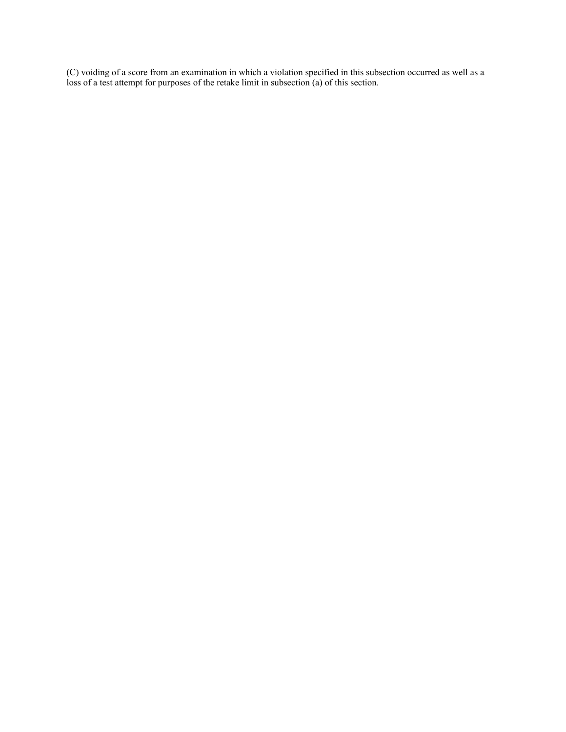(C) voiding of a score from an examination in which a violation specified in this subsection occurred as well as a loss of a test attempt for purposes of the retake limit in subsection (a) of this section.